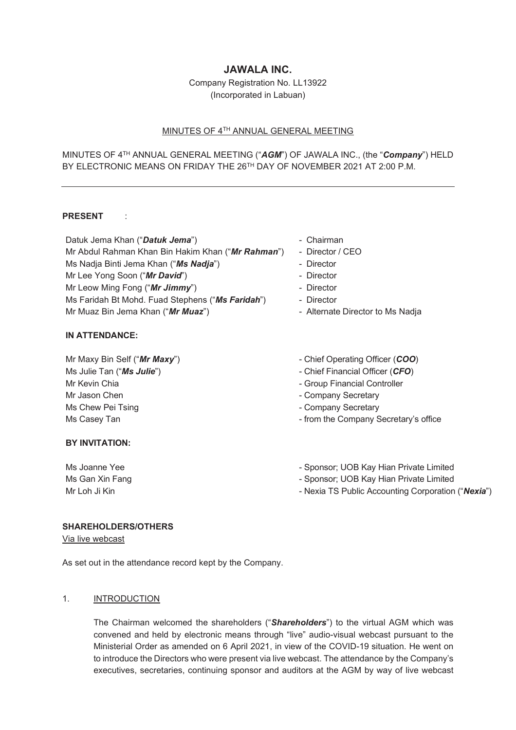# JAWALA INC.

Company Registration No. LL13922
(Incorporated in Labuan)

MINUTES OF 4TH ANNUAL GENERAL MEETING

MINUTES OF 4TH ANNUAL GENERAL MEETING ("***AGM***") OF JAWALA INC., (the "***Company***") HELD BY ELECTRONIC MEANS ON FRIDAY THE 26TH DAY OF NOVEMBER 2021 AT 2:00 P.M.

---

**PRESENT** :

| | |
|---|---|
| Datuk Jema Khan ("***Datuk Jema***") | - Chairman |
| Mr Abdul Rahman Khan Bin Hakim Khan ("***Mr Rahman***") | - Director / CEO |
| Ms Nadja Binti Jema Khan ("***Ms Nadja***") | - Director |
| Mr Lee Yong Soon ("***Mr David***") | - Director |
| Mr Leow Ming Fong ("***Mr Jimmy***") | - Director |
| Ms Faridah Bt Mohd. Fuad Stephens ("***Ms Faridah***") | - Director |
| Mr Muaz Bin Jema Khan ("***Mr Muaz***") | - Alternate Director to Ms Nadja |

**IN ATTENDANCE:**

| | |
|---|---|
| Mr Maxy Bin Self ("***Mr Maxy***") | - Chief Operating Officer (***COO***) |
| Ms Julie Tan ("***Ms Julie***") | - Chief Financial Officer (***CFO***) |
| Mr Kevin Chia | - Group Financial Controller |
| Mr Jason Chen | - Company Secretary |
| Ms Chew Pei Tsing | - Company Secretary |
| Ms Casey Tan | - from the Company Secretary's office |

**BY INVITATION:**

| | |
|---|---|
| Ms Joanne Yee | - Sponsor; UOB Kay Hian Private Limited |
| Ms Gan Xin Fang | - Sponsor; UOB Kay Hian Private Limited |
| Mr Loh Ji Kin | - Nexia TS Public Accounting Corporation ("***Nexia***") |

**SHAREHOLDERS/OTHERS**

Via live webcast

As set out in the attendance record kept by the Company.

1. INTRODUCTION

The Chairman welcomed the shareholders ("***Shareholders***") to the virtual AGM which was convened and held by electronic means through "live" audio-visual webcast pursuant to the Ministerial Order as amended on 6 April 2021, in view of the COVID-19 situation. He went on to introduce the Directors who were present via live webcast. The attendance by the Company's executives, secretaries, continuing sponsor and auditors at the AGM by way of live webcast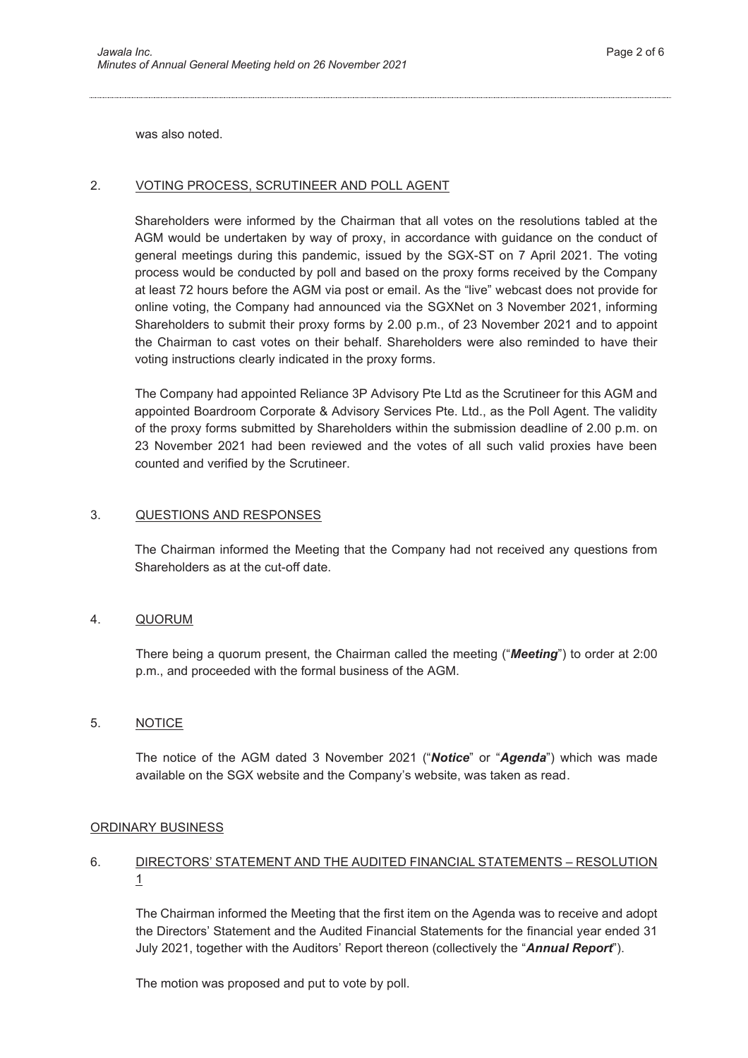was also noted.

## 2. VOTING PROCESS, SCRUTINEER AND POLL AGENT

Shareholders were informed by the Chairman that all votes on the resolutions tabled at the AGM would be undertaken by way of proxy, in accordance with guidance on the conduct of general meetings during this pandemic, issued by the SGX-ST on 7 April 2021. The voting process would be conducted by poll and based on the proxy forms received by the Company at least 72 hours before the AGM via post or email. As the "live" webcast does not provide for online voting, the Company had announced via the SGXNet on 3 November 2021, informing Shareholders to submit their proxy forms by 2.00 p.m., of 23 November 2021 and to appoint the Chairman to cast votes on their behalf. Shareholders were also reminded to have their voting instructions clearly indicated in the proxy forms.

The Company had appointed Reliance 3P Advisory Pte Ltd as the Scrutineer for this AGM and appointed Boardroom Corporate & Advisory Services Pte. Ltd., as the Poll Agent. The validity of the proxy forms submitted by Shareholders within the submission deadline of 2.00 p.m. on 23 November 2021 had been reviewed and the votes of all such valid proxies have been counted and verified by the Scrutineer.

## 3. QUESTIONS AND RESPONSES

The Chairman informed the Meeting that the Company had not received any questions from Shareholders as at the cut-off date.

## 4. QUORUM

There being a quorum present, the Chairman called the meeting ("***Meeting***") to order at 2:00 p.m., and proceeded with the formal business of the AGM.

## 5. NOTICE

The notice of the AGM dated 3 November 2021 ("***Notice***" or "***Agenda***") which was made available on the SGX website and the Company's website, was taken as read.

## ORDINARY BUSINESS

## 6. DIRECTORS' STATEMENT AND THE AUDITED FINANCIAL STATEMENTS – RESOLUTION 1

The Chairman informed the Meeting that the first item on the Agenda was to receive and adopt the Directors' Statement and the Audited Financial Statements for the financial year ended 31 July 2021, together with the Auditors' Report thereon (collectively the "***Annual Report***").

The motion was proposed and put to vote by poll.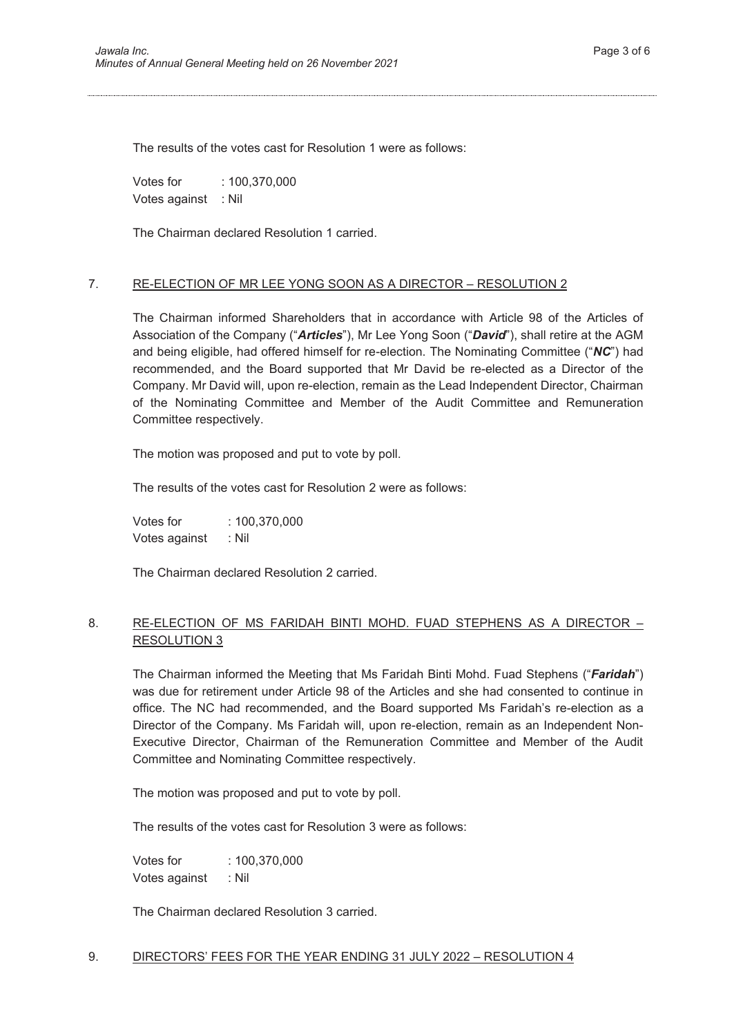The results of the votes cast for Resolution 1 were as follows:

Votes for : 100,370,000
Votes against : Nil

The Chairman declared Resolution 1 carried.

## 7. RE-ELECTION OF MR LEE YONG SOON AS A DIRECTOR – RESOLUTION 2

The Chairman informed Shareholders that in accordance with Article 98 of the Articles of Association of the Company ("***Articles***"), Mr Lee Yong Soon ("***David***"), shall retire at the AGM and being eligible, had offered himself for re-election. The Nominating Committee ("***NC***") had recommended, and the Board supported that Mr David be re-elected as a Director of the Company. Mr David will, upon re-election, remain as the Lead Independent Director, Chairman of the Nominating Committee and Member of the Audit Committee and Remuneration Committee respectively.

The motion was proposed and put to vote by poll.

The results of the votes cast for Resolution 2 were as follows:

Votes for : 100,370,000
Votes against : Nil

The Chairman declared Resolution 2 carried.

## 8. RE-ELECTION OF MS FARIDAH BINTI MOHD. FUAD STEPHENS AS A DIRECTOR – RESOLUTION 3

The Chairman informed the Meeting that Ms Faridah Binti Mohd. Fuad Stephens ("***Faridah***") was due for retirement under Article 98 of the Articles and she had consented to continue in office. The NC had recommended, and the Board supported Ms Faridah's re-election as a Director of the Company. Ms Faridah will, upon re-election, remain as an Independent Non-Executive Director, Chairman of the Remuneration Committee and Member of the Audit Committee and Nominating Committee respectively.

The motion was proposed and put to vote by poll.

The results of the votes cast for Resolution 3 were as follows:

Votes for : 100,370,000
Votes against : Nil

The Chairman declared Resolution 3 carried.

## 9. DIRECTORS' FEES FOR THE YEAR ENDING 31 JULY 2022 – RESOLUTION 4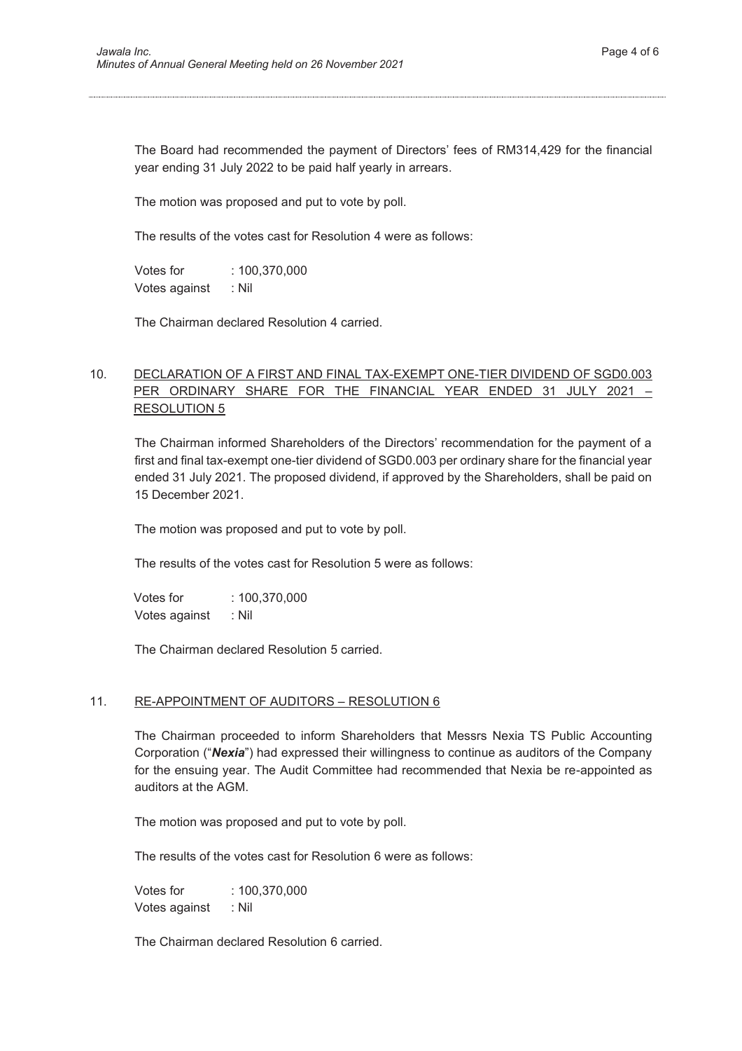The Board had recommended the payment of Directors' fees of RM314,429 for the financial year ending 31 July 2022 to be paid half yearly in arrears.

The motion was proposed and put to vote by poll.

The results of the votes cast for Resolution 4 were as follows:

Votes for : 100,370,000
Votes against : Nil

The Chairman declared Resolution 4 carried.

## 10. DECLARATION OF A FIRST AND FINAL TAX-EXEMPT ONE-TIER DIVIDEND OF SGD0.003 PER ORDINARY SHARE FOR THE FINANCIAL YEAR ENDED 31 JULY 2021 – RESOLUTION 5

The Chairman informed Shareholders of the Directors' recommendation for the payment of a first and final tax-exempt one-tier dividend of SGD0.003 per ordinary share for the financial year ended 31 July 2021. The proposed dividend, if approved by the Shareholders, shall be paid on 15 December 2021.

The motion was proposed and put to vote by poll.

The results of the votes cast for Resolution 5 were as follows:

Votes for : 100,370,000
Votes against : Nil

The Chairman declared Resolution 5 carried.

## 11. RE-APPOINTMENT OF AUDITORS – RESOLUTION 6

The Chairman proceeded to inform Shareholders that Messrs Nexia TS Public Accounting Corporation ("***Nexia***") had expressed their willingness to continue as auditors of the Company for the ensuing year. The Audit Committee had recommended that Nexia be re-appointed as auditors at the AGM.

The motion was proposed and put to vote by poll.

The results of the votes cast for Resolution 6 were as follows:

Votes for : 100,370,000
Votes against : Nil

The Chairman declared Resolution 6 carried.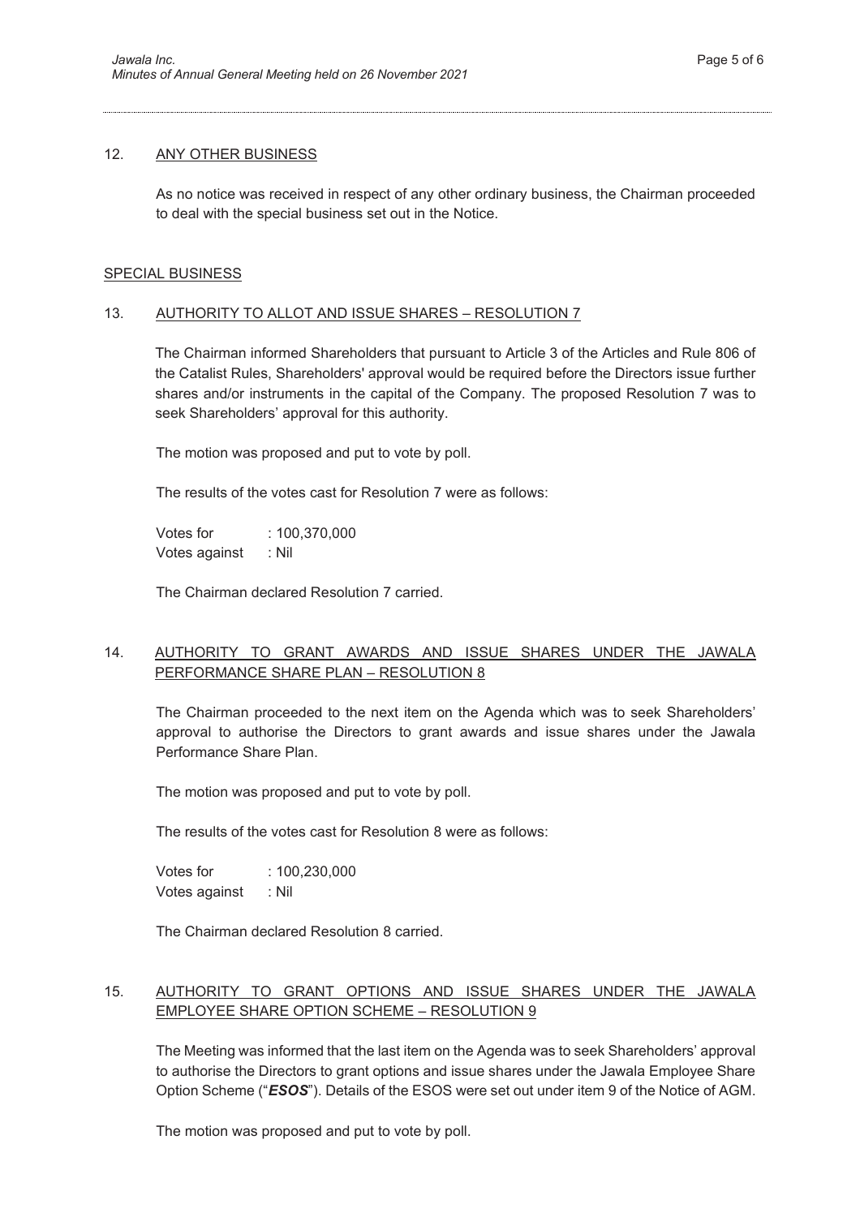12. ANY OTHER BUSINESS

As no notice was received in respect of any other ordinary business, the Chairman proceeded to deal with the special business set out in the Notice.

## SPECIAL BUSINESS

13. AUTHORITY TO ALLOT AND ISSUE SHARES – RESOLUTION 7

The Chairman informed Shareholders that pursuant to Article 3 of the Articles and Rule 806 of the Catalist Rules, Shareholders' approval would be required before the Directors issue further shares and/or instruments in the capital of the Company. The proposed Resolution 7 was to seek Shareholders' approval for this authority.

The motion was proposed and put to vote by poll.

The results of the votes cast for Resolution 7 were as follows:

Votes for : 100,370,000
Votes against : Nil

The Chairman declared Resolution 7 carried.

14. AUTHORITY TO GRANT AWARDS AND ISSUE SHARES UNDER THE JAWALA PERFORMANCE SHARE PLAN – RESOLUTION 8

The Chairman proceeded to the next item on the Agenda which was to seek Shareholders' approval to authorise the Directors to grant awards and issue shares under the Jawala Performance Share Plan.

The motion was proposed and put to vote by poll.

The results of the votes cast for Resolution 8 were as follows:

Votes for : 100,230,000
Votes against : Nil

The Chairman declared Resolution 8 carried.

15. AUTHORITY TO GRANT OPTIONS AND ISSUE SHARES UNDER THE JAWALA EMPLOYEE SHARE OPTION SCHEME – RESOLUTION 9

The Meeting was informed that the last item on the Agenda was to seek Shareholders' approval to authorise the Directors to grant options and issue shares under the Jawala Employee Share Option Scheme ("***ESOS***"). Details of the ESOS were set out under item 9 of the Notice of AGM.

The motion was proposed and put to vote by poll.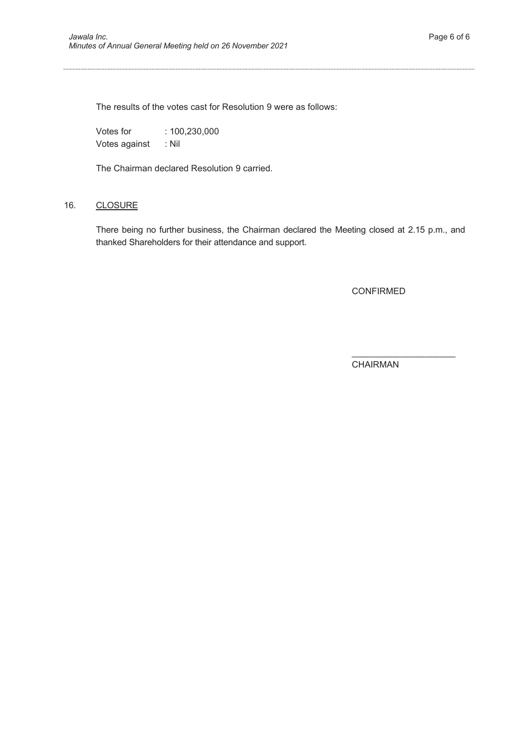The results of the votes cast for Resolution 9 were as follows:

Votes for : 100,230,000
Votes against : Nil

The Chairman declared Resolution 9 carried.

## 16. CLOSURE

There being no further business, the Chairman declared the Meeting closed at 2.15 p.m., and thanked Shareholders for their attendance and support.

CONFIRMED

_____________________
CHAIRMAN